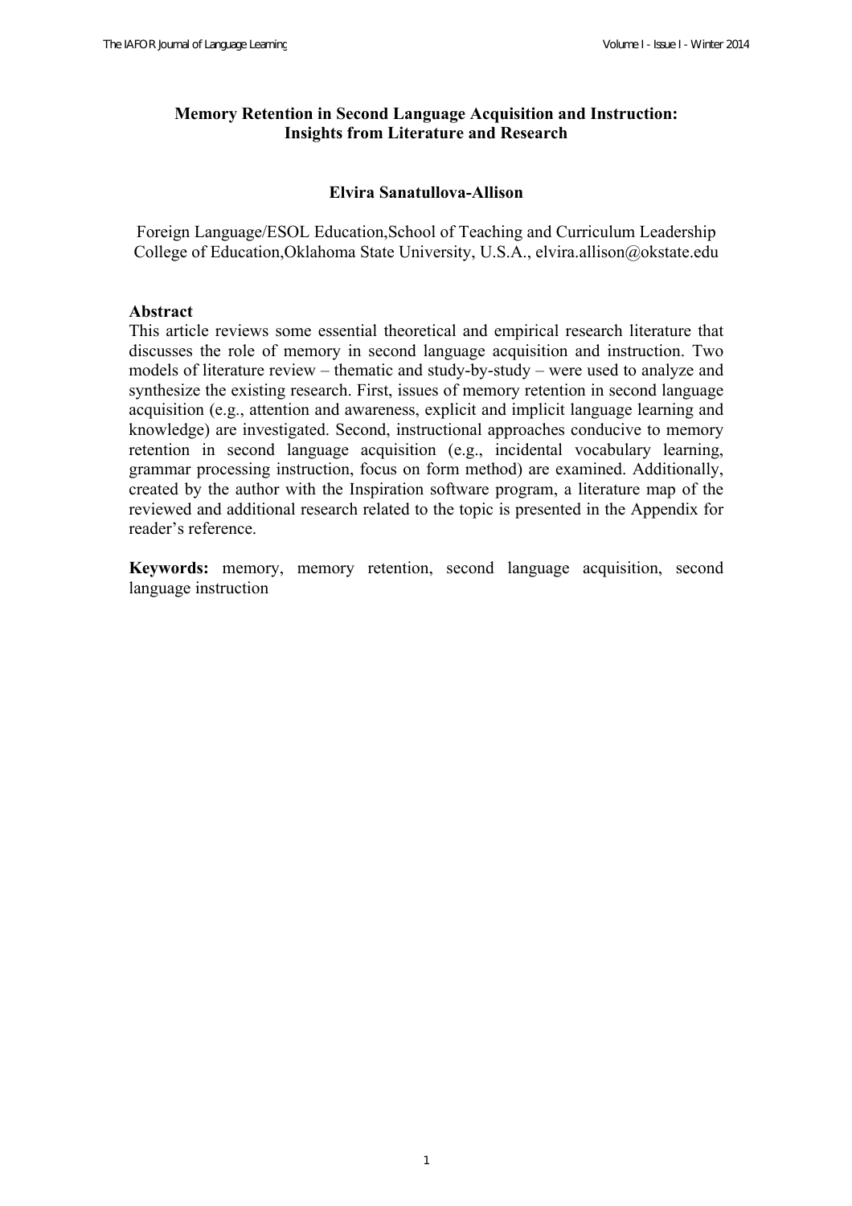# Memory Retention in Second Language Acquisition and Instruction: Insights from Literature and Research

**Elvira Sanatullova-Allison**

Foreign Language/ESOL Education,School of Teaching and Curriculum Leadership
College of Education,Oklahoma State University, U.S.A., elvira.allison@okstate.edu

## Abstract

This article reviews some essential theoretical and empirical research literature that discusses the role of memory in second language acquisition and instruction. Two models of literature review – thematic and study-by-study – were used to analyze and synthesize the existing research. First, issues of memory retention in second language acquisition (e.g., attention and awareness, explicit and implicit language learning and knowledge) are investigated. Second, instructional approaches conducive to memory retention in second language acquisition (e.g., incidental vocabulary learning, grammar processing instruction, focus on form method) are examined. Additionally, created by the author with the Inspiration software program, a literature map of the reviewed and additional research related to the topic is presented in the Appendix for reader's reference.

**Keywords:** memory, memory retention, second language acquisition, second language instruction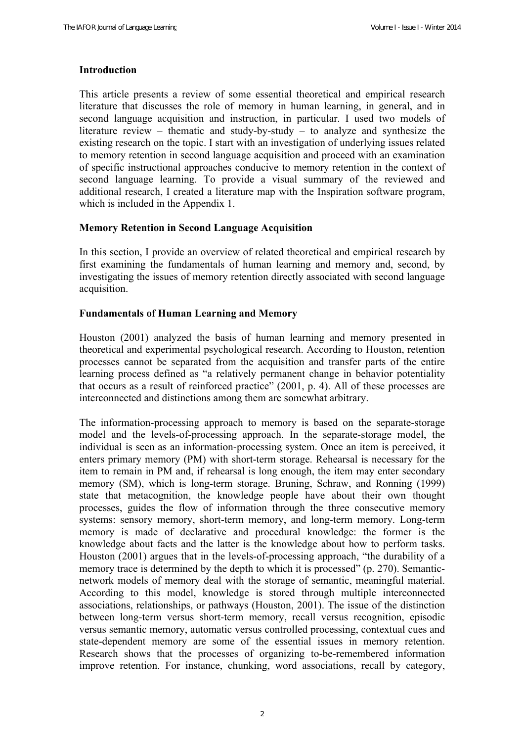## Introduction

This article presents a review of some essential theoretical and empirical research literature that discusses the role of memory in human learning, in general, and in second language acquisition and instruction, in particular. I used two models of literature review – thematic and study-by-study – to analyze and synthesize the existing research on the topic. I start with an investigation of underlying issues related to memory retention in second language acquisition and proceed with an examination of specific instructional approaches conducive to memory retention in the context of second language learning. To provide a visual summary of the reviewed and additional research, I created a literature map with the Inspiration software program, which is included in the Appendix 1.

## Memory Retention in Second Language Acquisition

In this section, I provide an overview of related theoretical and empirical research by first examining the fundamentals of human learning and memory and, second, by investigating the issues of memory retention directly associated with second language acquisition.

### Fundamentals of Human Learning and Memory

Houston (2001) analyzed the basis of human learning and memory presented in theoretical and experimental psychological research. According to Houston, retention processes cannot be separated from the acquisition and transfer parts of the entire learning process defined as "a relatively permanent change in behavior potentiality that occurs as a result of reinforced practice" (2001, p. 4). All of these processes are interconnected and distinctions among them are somewhat arbitrary.

The information-processing approach to memory is based on the separate-storage model and the levels-of-processing approach. In the separate-storage model, the individual is seen as an information-processing system. Once an item is perceived, it enters primary memory (PM) with short-term storage. Rehearsal is necessary for the item to remain in PM and, if rehearsal is long enough, the item may enter secondary memory (SM), which is long-term storage. Bruning, Schraw, and Ronning (1999) state that metacognition, the knowledge people have about their own thought processes, guides the flow of information through the three consecutive memory systems: sensory memory, short-term memory, and long-term memory. Long-term memory is made of declarative and procedural knowledge: the former is the knowledge about facts and the latter is the knowledge about how to perform tasks. Houston (2001) argues that in the levels-of-processing approach, "the durability of a memory trace is determined by the depth to which it is processed" (p. 270). Semantic-network models of memory deal with the storage of semantic, meaningful material. According to this model, knowledge is stored through multiple interconnected associations, relationships, or pathways (Houston, 2001). The issue of the distinction between long-term versus short-term memory, recall versus recognition, episodic versus semantic memory, automatic versus controlled processing, contextual cues and state-dependent memory are some of the essential issues in memory retention. Research shows that the processes of organizing to-be-remembered information improve retention. For instance, chunking, word associations, recall by category,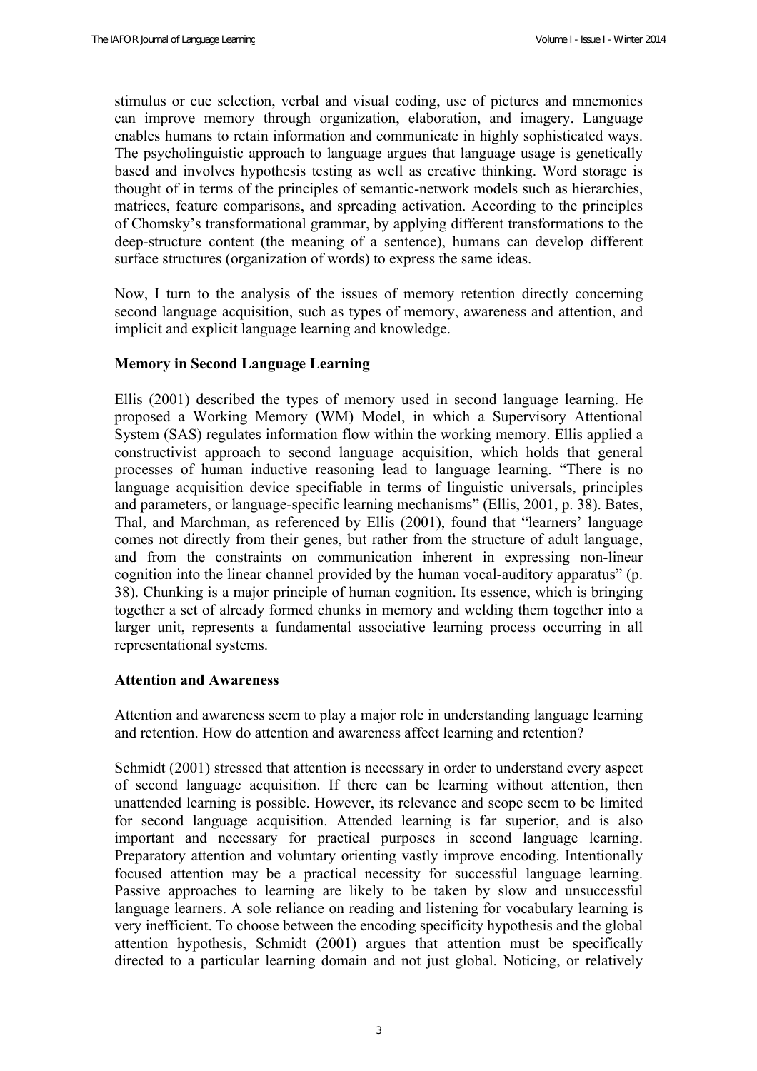stimulus or cue selection, verbal and visual coding, use of pictures and mnemonics can improve memory through organization, elaboration, and imagery. Language enables humans to retain information and communicate in highly sophisticated ways. The psycholinguistic approach to language argues that language usage is genetically based and involves hypothesis testing as well as creative thinking. Word storage is thought of in terms of the principles of semantic-network models such as hierarchies, matrices, feature comparisons, and spreading activation. According to the principles of Chomsky's transformational grammar, by applying different transformations to the deep-structure content (the meaning of a sentence), humans can develop different surface structures (organization of words) to express the same ideas.

Now, I turn to the analysis of the issues of memory retention directly concerning second language acquisition, such as types of memory, awareness and attention, and implicit and explicit language learning and knowledge.

**Memory in Second Language Learning**

Ellis (2001) described the types of memory used in second language learning. He proposed a Working Memory (WM) Model, in which a Supervisory Attentional System (SAS) regulates information flow within the working memory. Ellis applied a constructivist approach to second language acquisition, which holds that general processes of human inductive reasoning lead to language learning. "There is no language acquisition device specifiable in terms of linguistic universals, principles and parameters, or language-specific learning mechanisms" (Ellis, 2001, p. 38). Bates, Thal, and Marchman, as referenced by Ellis (2001), found that "learners' language comes not directly from their genes, but rather from the structure of adult language, and from the constraints on communication inherent in expressing non-linear cognition into the linear channel provided by the human vocal-auditory apparatus" (p. 38). Chunking is a major principle of human cognition. Its essence, which is bringing together a set of already formed chunks in memory and welding them together into a larger unit, represents a fundamental associative learning process occurring in all representational systems.

**Attention and Awareness**

Attention and awareness seem to play a major role in understanding language learning and retention. How do attention and awareness affect learning and retention?

Schmidt (2001) stressed that attention is necessary in order to understand every aspect of second language acquisition. If there can be learning without attention, then unattended learning is possible. However, its relevance and scope seem to be limited for second language acquisition. Attended learning is far superior, and is also important and necessary for practical purposes in second language learning. Preparatory attention and voluntary orienting vastly improve encoding. Intentionally focused attention may be a practical necessity for successful language learning. Passive approaches to learning are likely to be taken by slow and unsuccessful language learners. A sole reliance on reading and listening for vocabulary learning is very inefficient. To choose between the encoding specificity hypothesis and the global attention hypothesis, Schmidt (2001) argues that attention must be specifically directed to a particular learning domain and not just global. Noticing, or relatively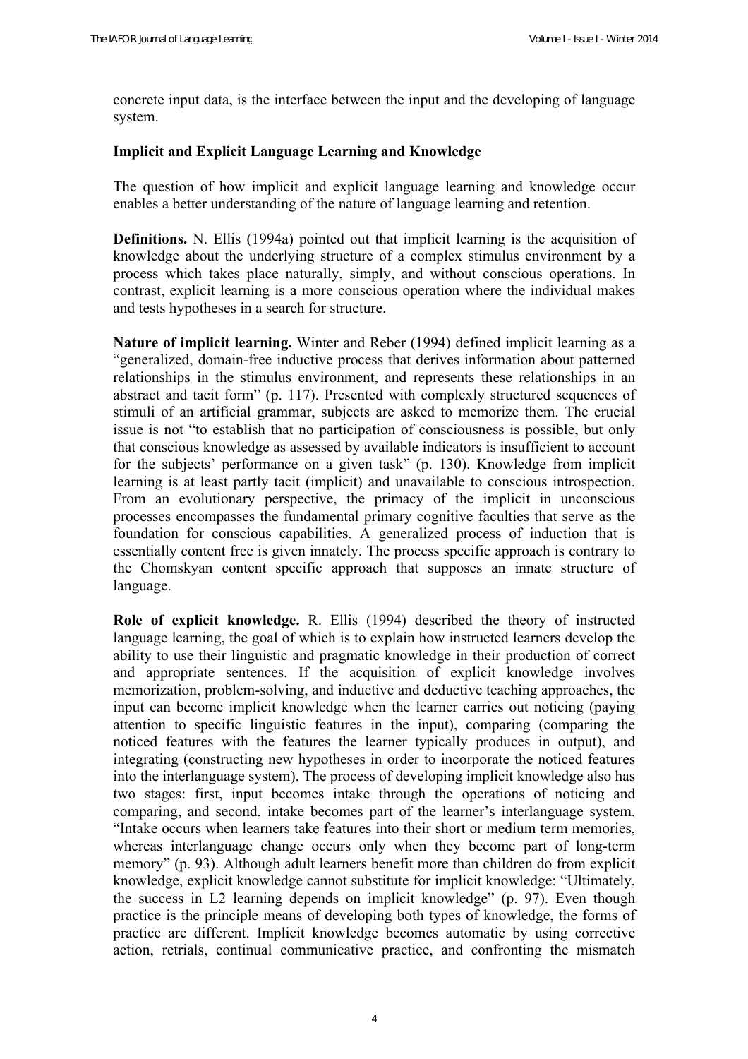concrete input data, is the interface between the input and the developing of language system.

**Implicit and Explicit Language Learning and Knowledge**

The question of how implicit and explicit language learning and knowledge occur enables a better understanding of the nature of language learning and retention.

**Definitions.** N. Ellis (1994a) pointed out that implicit learning is the acquisition of knowledge about the underlying structure of a complex stimulus environment by a process which takes place naturally, simply, and without conscious operations. In contrast, explicit learning is a more conscious operation where the individual makes and tests hypotheses in a search for structure.

**Nature of implicit learning.** Winter and Reber (1994) defined implicit learning as a "generalized, domain-free inductive process that derives information about patterned relationships in the stimulus environment, and represents these relationships in an abstract and tacit form" (p. 117). Presented with complexly structured sequences of stimuli of an artificial grammar, subjects are asked to memorize them. The crucial issue is not "to establish that no participation of consciousness is possible, but only that conscious knowledge as assessed by available indicators is insufficient to account for the subjects' performance on a given task" (p. 130). Knowledge from implicit learning is at least partly tacit (implicit) and unavailable to conscious introspection. From an evolutionary perspective, the primacy of the implicit in unconscious processes encompasses the fundamental primary cognitive faculties that serve as the foundation for conscious capabilities. A generalized process of induction that is essentially content free is given innately. The process specific approach is contrary to the Chomskyan content specific approach that supposes an innate structure of language.

**Role of explicit knowledge.** R. Ellis (1994) described the theory of instructed language learning, the goal of which is to explain how instructed learners develop the ability to use their linguistic and pragmatic knowledge in their production of correct and appropriate sentences. If the acquisition of explicit knowledge involves memorization, problem-solving, and inductive and deductive teaching approaches, the input can become implicit knowledge when the learner carries out noticing (paying attention to specific linguistic features in the input), comparing (comparing the noticed features with the features the learner typically produces in output), and integrating (constructing new hypotheses in order to incorporate the noticed features into the interlanguage system). The process of developing implicit knowledge also has two stages: first, input becomes intake through the operations of noticing and comparing, and second, intake becomes part of the learner's interlanguage system. "Intake occurs when learners take features into their short or medium term memories, whereas interlanguage change occurs only when they become part of long-term memory" (p. 93). Although adult learners benefit more than children do from explicit knowledge, explicit knowledge cannot substitute for implicit knowledge: "Ultimately, the success in L2 learning depends on implicit knowledge" (p. 97). Even though practice is the principle means of developing both types of knowledge, the forms of practice are different. Implicit knowledge becomes automatic by using corrective action, retrials, continual communicative practice, and confronting the mismatch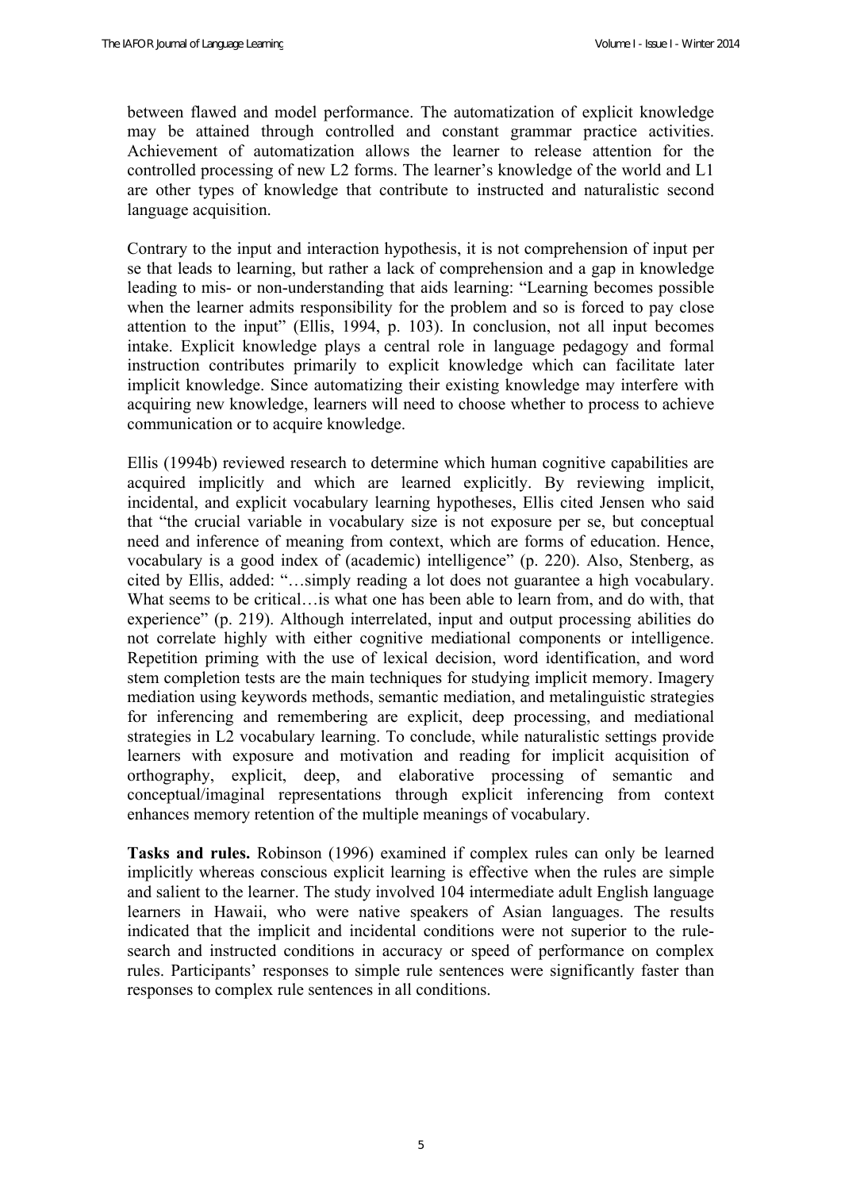between flawed and model performance. The automatization of explicit knowledge may be attained through controlled and constant grammar practice activities. Achievement of automatization allows the learner to release attention for the controlled processing of new L2 forms. The learner's knowledge of the world and L1 are other types of knowledge that contribute to instructed and naturalistic second language acquisition.

Contrary to the input and interaction hypothesis, it is not comprehension of input per se that leads to learning, but rather a lack of comprehension and a gap in knowledge leading to mis- or non-understanding that aids learning: "Learning becomes possible when the learner admits responsibility for the problem and so is forced to pay close attention to the input" (Ellis, 1994, p. 103). In conclusion, not all input becomes intake. Explicit knowledge plays a central role in language pedagogy and formal instruction contributes primarily to explicit knowledge which can facilitate later implicit knowledge. Since automatizing their existing knowledge may interfere with acquiring new knowledge, learners will need to choose whether to process to achieve communication or to acquire knowledge.

Ellis (1994b) reviewed research to determine which human cognitive capabilities are acquired implicitly and which are learned explicitly. By reviewing implicit, incidental, and explicit vocabulary learning hypotheses, Ellis cited Jensen who said that "the crucial variable in vocabulary size is not exposure per se, but conceptual need and inference of meaning from context, which are forms of education. Hence, vocabulary is a good index of (academic) intelligence" (p. 220). Also, Stenberg, as cited by Ellis, added: "…simply reading a lot does not guarantee a high vocabulary. What seems to be critical…is what one has been able to learn from, and do with, that experience" (p. 219). Although interrelated, input and output processing abilities do not correlate highly with either cognitive mediational components or intelligence. Repetition priming with the use of lexical decision, word identification, and word stem completion tests are the main techniques for studying implicit memory. Imagery mediation using keywords methods, semantic mediation, and metalinguistic strategies for inferencing and remembering are explicit, deep processing, and mediational strategies in L2 vocabulary learning. To conclude, while naturalistic settings provide learners with exposure and motivation and reading for implicit acquisition of orthography, explicit, deep, and elaborative processing of semantic and conceptual/imaginal representations through explicit inferencing from context enhances memory retention of the multiple meanings of vocabulary.

**Tasks and rules.** Robinson (1996) examined if complex rules can only be learned implicitly whereas conscious explicit learning is effective when the rules are simple and salient to the learner. The study involved 104 intermediate adult English language learners in Hawaii, who were native speakers of Asian languages. The results indicated that the implicit and incidental conditions were not superior to the rule-search and instructed conditions in accuracy or speed of performance on complex rules. Participants' responses to simple rule sentences were significantly faster than responses to complex rule sentences in all conditions.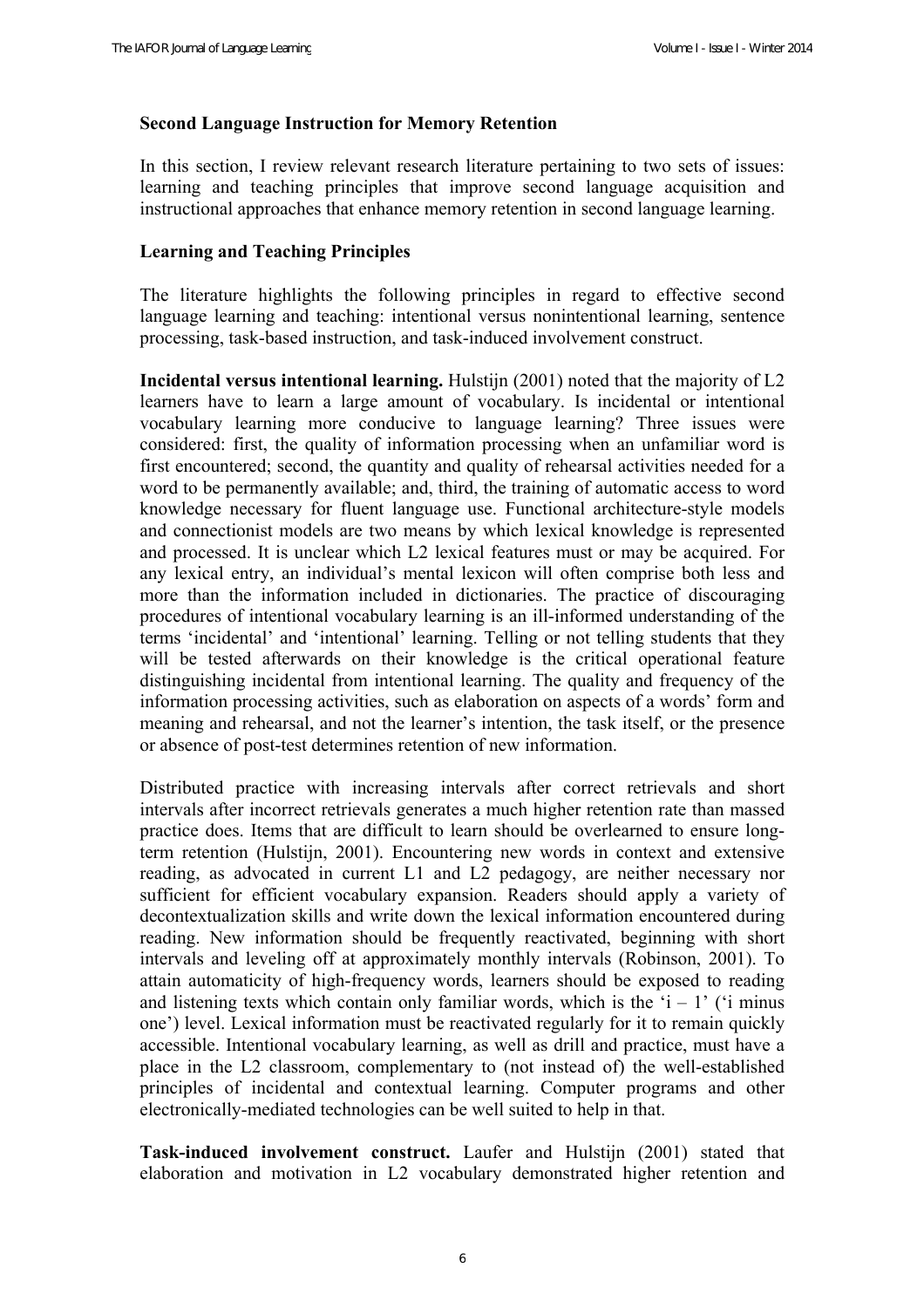## Second Language Instruction for Memory Retention

In this section, I review relevant research literature pertaining to two sets of issues: learning and teaching principles that improve second language acquisition and instructional approaches that enhance memory retention in second language learning.

### Learning and Teaching Principles

The literature highlights the following principles in regard to effective second language learning and teaching: intentional versus nonintentional learning, sentence processing, task-based instruction, and task-induced involvement construct.

**Incidental versus intentional learning.** Hulstijn (2001) noted that the majority of L2 learners have to learn a large amount of vocabulary. Is incidental or intentional vocabulary learning more conducive to language learning? Three issues were considered: first, the quality of information processing when an unfamiliar word is first encountered; second, the quantity and quality of rehearsal activities needed for a word to be permanently available; and, third, the training of automatic access to word knowledge necessary for fluent language use. Functional architecture-style models and connectionist models are two means by which lexical knowledge is represented and processed. It is unclear which L2 lexical features must or may be acquired. For any lexical entry, an individual's mental lexicon will often comprise both less and more than the information included in dictionaries. The practice of discouraging procedures of intentional vocabulary learning is an ill-informed understanding of the terms 'incidental' and 'intentional' learning. Telling or not telling students that they will be tested afterwards on their knowledge is the critical operational feature distinguishing incidental from intentional learning. The quality and frequency of the information processing activities, such as elaboration on aspects of a words' form and meaning and rehearsal, and not the learner's intention, the task itself, or the presence or absence of post-test determines retention of new information.

Distributed practice with increasing intervals after correct retrievals and short intervals after incorrect retrievals generates a much higher retention rate than massed practice does. Items that are difficult to learn should be overlearned to ensure long-term retention (Hulstijn, 2001). Encountering new words in context and extensive reading, as advocated in current L1 and L2 pedagogy, are neither necessary nor sufficient for efficient vocabulary expansion. Readers should apply a variety of decontextualization skills and write down the lexical information encountered during reading. New information should be frequently reactivated, beginning with short intervals and leveling off at approximately monthly intervals (Robinson, 2001). To attain automaticity of high-frequency words, learners should be exposed to reading and listening texts which contain only familiar words, which is the '$i - 1$' ('i minus one') level. Lexical information must be reactivated regularly for it to remain quickly accessible. Intentional vocabulary learning, as well as drill and practice, must have a place in the L2 classroom, complementary to (not instead of) the well-established principles of incidental and contextual learning. Computer programs and other electronically-mediated technologies can be well suited to help in that.

**Task-induced involvement construct.** Laufer and Hulstijn (2001) stated that elaboration and motivation in L2 vocabulary demonstrated higher retention and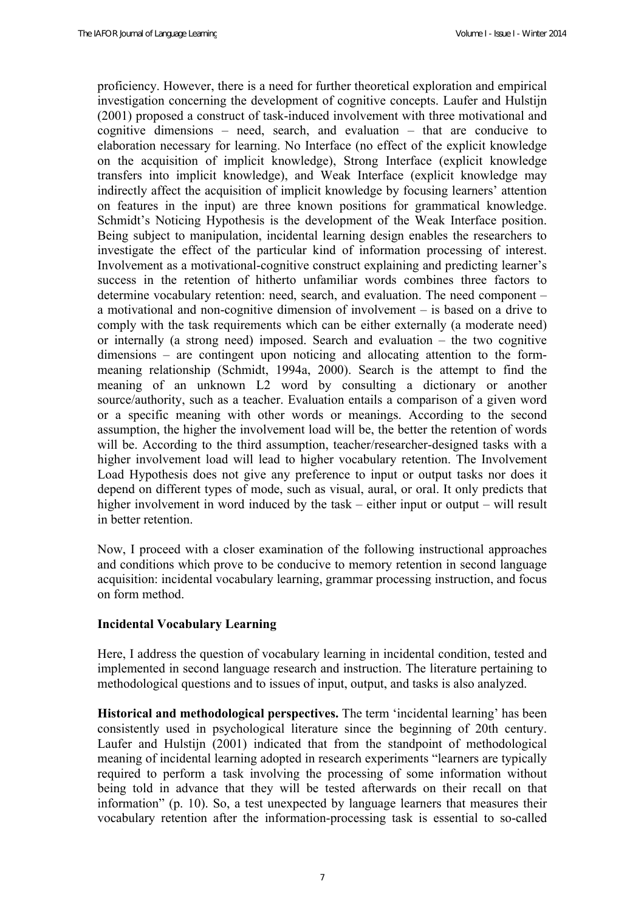proficiency. However, there is a need for further theoretical exploration and empirical investigation concerning the development of cognitive concepts. Laufer and Hulstijn (2001) proposed a construct of task-induced involvement with three motivational and cognitive dimensions – need, search, and evaluation – that are conducive to elaboration necessary for learning. No Interface (no effect of the explicit knowledge on the acquisition of implicit knowledge), Strong Interface (explicit knowledge transfers into implicit knowledge), and Weak Interface (explicit knowledge may indirectly affect the acquisition of implicit knowledge by focusing learners' attention on features in the input) are three known positions for grammatical knowledge. Schmidt's Noticing Hypothesis is the development of the Weak Interface position. Being subject to manipulation, incidental learning design enables the researchers to investigate the effect of the particular kind of information processing of interest. Involvement as a motivational-cognitive construct explaining and predicting learner's success in the retention of hitherto unfamiliar words combines three factors to determine vocabulary retention: need, search, and evaluation. The need component – a motivational and non-cognitive dimension of involvement – is based on a drive to comply with the task requirements which can be either externally (a moderate need) or internally (a strong need) imposed. Search and evaluation – the two cognitive dimensions – are contingent upon noticing and allocating attention to the form-meaning relationship (Schmidt, 1994a, 2000). Search is the attempt to find the meaning of an unknown L2 word by consulting a dictionary or another source/authority, such as a teacher. Evaluation entails a comparison of a given word or a specific meaning with other words or meanings. According to the second assumption, the higher the involvement load will be, the better the retention of words will be. According to the third assumption, teacher/researcher-designed tasks with a higher involvement load will lead to higher vocabulary retention. The Involvement Load Hypothesis does not give any preference to input or output tasks nor does it depend on different types of mode, such as visual, aural, or oral. It only predicts that higher involvement in word induced by the task – either input or output – will result in better retention.

Now, I proceed with a closer examination of the following instructional approaches and conditions which prove to be conducive to memory retention in second language acquisition: incidental vocabulary learning, grammar processing instruction, and focus on form method.

## Incidental Vocabulary Learning

Here, I address the question of vocabulary learning in incidental condition, tested and implemented in second language research and instruction. The literature pertaining to methodological questions and to issues of input, output, and tasks is also analyzed.

**Historical and methodological perspectives.** The term 'incidental learning' has been consistently used in psychological literature since the beginning of 20th century. Laufer and Hulstijn (2001) indicated that from the standpoint of methodological meaning of incidental learning adopted in research experiments "learners are typically required to perform a task involving the processing of some information without being told in advance that they will be tested afterwards on their recall on that information" (p. 10). So, a test unexpected by language learners that measures their vocabulary retention after the information-processing task is essential to so-called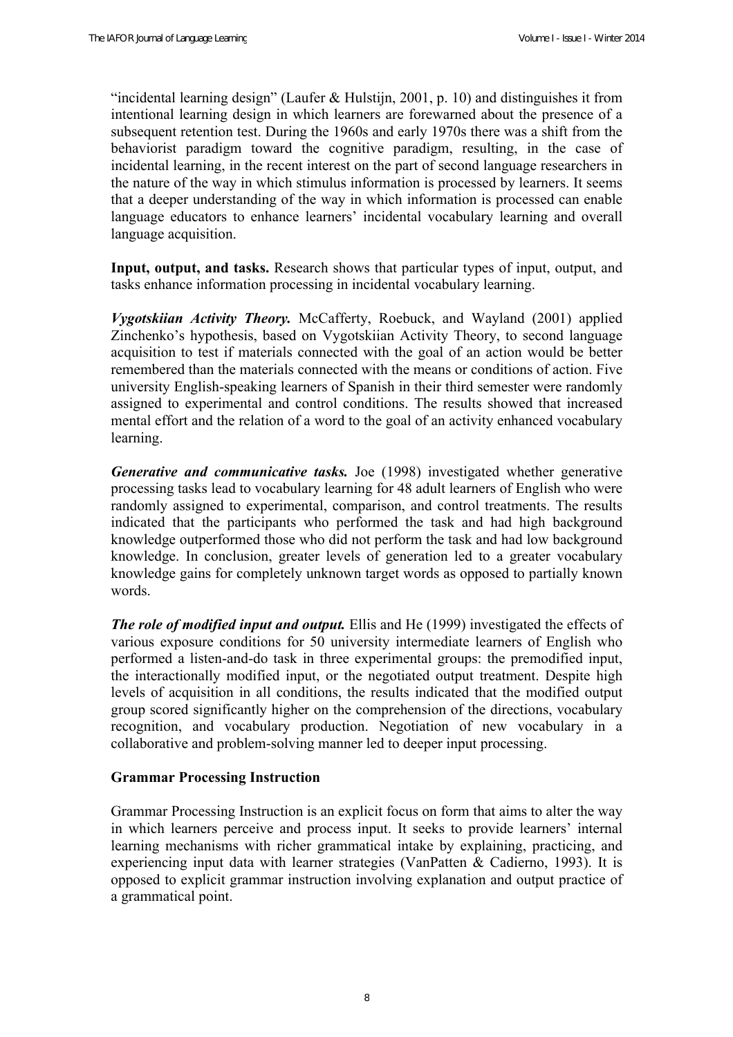"incidental learning design" (Laufer & Hulstijn, 2001, p. 10) and distinguishes it from intentional learning design in which learners are forewarned about the presence of a subsequent retention test. During the 1960s and early 1970s there was a shift from the behaviorist paradigm toward the cognitive paradigm, resulting, in the case of incidental learning, in the recent interest on the part of second language researchers in the nature of the way in which stimulus information is processed by learners. It seems that a deeper understanding of the way in which information is processed can enable language educators to enhance learners' incidental vocabulary learning and overall language acquisition.

**Input, output, and tasks.** Research shows that particular types of input, output, and tasks enhance information processing in incidental vocabulary learning.

***Vygotskiian Activity Theory.*** McCafferty, Roebuck, and Wayland (2001) applied Zinchenko's hypothesis, based on Vygotskiian Activity Theory, to second language acquisition to test if materials connected with the goal of an action would be better remembered than the materials connected with the means or conditions of action. Five university English-speaking learners of Spanish in their third semester were randomly assigned to experimental and control conditions. The results showed that increased mental effort and the relation of a word to the goal of an activity enhanced vocabulary learning.

***Generative and communicative tasks.*** Joe (1998) investigated whether generative processing tasks lead to vocabulary learning for 48 adult learners of English who were randomly assigned to experimental, comparison, and control treatments. The results indicated that the participants who performed the task and had high background knowledge outperformed those who did not perform the task and had low background knowledge. In conclusion, greater levels of generation led to a greater vocabulary knowledge gains for completely unknown target words as opposed to partially known words.

***The role of modified input and output.*** Ellis and He (1999) investigated the effects of various exposure conditions for 50 university intermediate learners of English who performed a listen-and-do task in three experimental groups: the premodified input, the interactionally modified input, or the negotiated output treatment. Despite high levels of acquisition in all conditions, the results indicated that the modified output group scored significantly higher on the comprehension of the directions, vocabulary recognition, and vocabulary production. Negotiation of new vocabulary in a collaborative and problem-solving manner led to deeper input processing.

## Grammar Processing Instruction

Grammar Processing Instruction is an explicit focus on form that aims to alter the way in which learners perceive and process input. It seeks to provide learners' internal learning mechanisms with richer grammatical intake by explaining, practicing, and experiencing input data with learner strategies (VanPatten & Cadierno, 1993). It is opposed to explicit grammar instruction involving explanation and output practice of a grammatical point.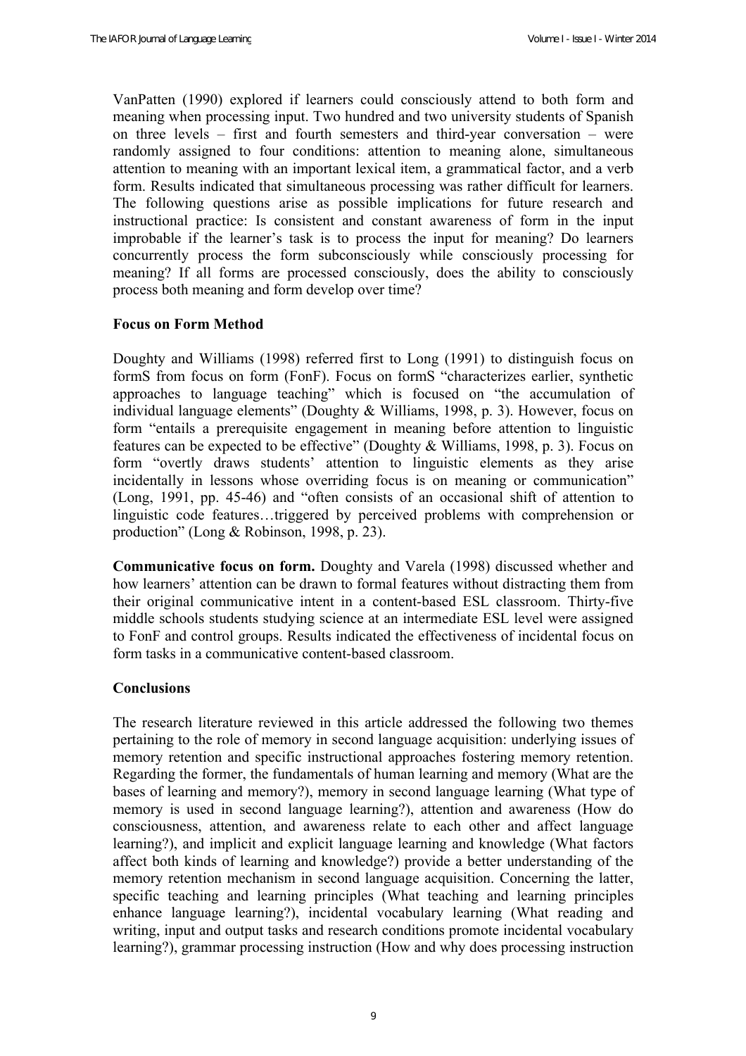VanPatten (1990) explored if learners could consciously attend to both form and meaning when processing input. Two hundred and two university students of Spanish on three levels – first and fourth semesters and third-year conversation – were randomly assigned to four conditions: attention to meaning alone, simultaneous attention to meaning with an important lexical item, a grammatical factor, and a verb form. Results indicated that simultaneous processing was rather difficult for learners. The following questions arise as possible implications for future research and instructional practice: Is consistent and constant awareness of form in the input improbable if the learner's task is to process the input for meaning? Do learners concurrently process the form subconsciously while consciously processing for meaning? If all forms are processed consciously, does the ability to consciously process both meaning and form develop over time?

### Focus on Form Method

Doughty and Williams (1998) referred first to Long (1991) to distinguish focus on formS from focus on form (FonF). Focus on formS "characterizes earlier, synthetic approaches to language teaching" which is focused on "the accumulation of individual language elements" (Doughty & Williams, 1998, p. 3). However, focus on form "entails a prerequisite engagement in meaning before attention to linguistic features can be expected to be effective" (Doughty & Williams, 1998, p. 3). Focus on form "overtly draws students' attention to linguistic elements as they arise incidentally in lessons whose overriding focus is on meaning or communication" (Long, 1991, pp. 45-46) and "often consists of an occasional shift of attention to linguistic code features…triggered by perceived problems with comprehension or production" (Long & Robinson, 1998, p. 23).

**Communicative focus on form.** Doughty and Varela (1998) discussed whether and how learners' attention can be drawn to formal features without distracting them from their original communicative intent in a content-based ESL classroom. Thirty-five middle schools students studying science at an intermediate ESL level were assigned to FonF and control groups. Results indicated the effectiveness of incidental focus on form tasks in a communicative content-based classroom.

### Conclusions

The research literature reviewed in this article addressed the following two themes pertaining to the role of memory in second language acquisition: underlying issues of memory retention and specific instructional approaches fostering memory retention. Regarding the former, the fundamentals of human learning and memory (What are the bases of learning and memory?), memory in second language learning (What type of memory is used in second language learning?), attention and awareness (How do consciousness, attention, and awareness relate to each other and affect language learning?), and implicit and explicit language learning and knowledge (What factors affect both kinds of learning and knowledge?) provide a better understanding of the memory retention mechanism in second language acquisition. Concerning the latter, specific teaching and learning principles (What teaching and learning principles enhance language learning?), incidental vocabulary learning (What reading and writing, input and output tasks and research conditions promote incidental vocabulary learning?), grammar processing instruction (How and why does processing instruction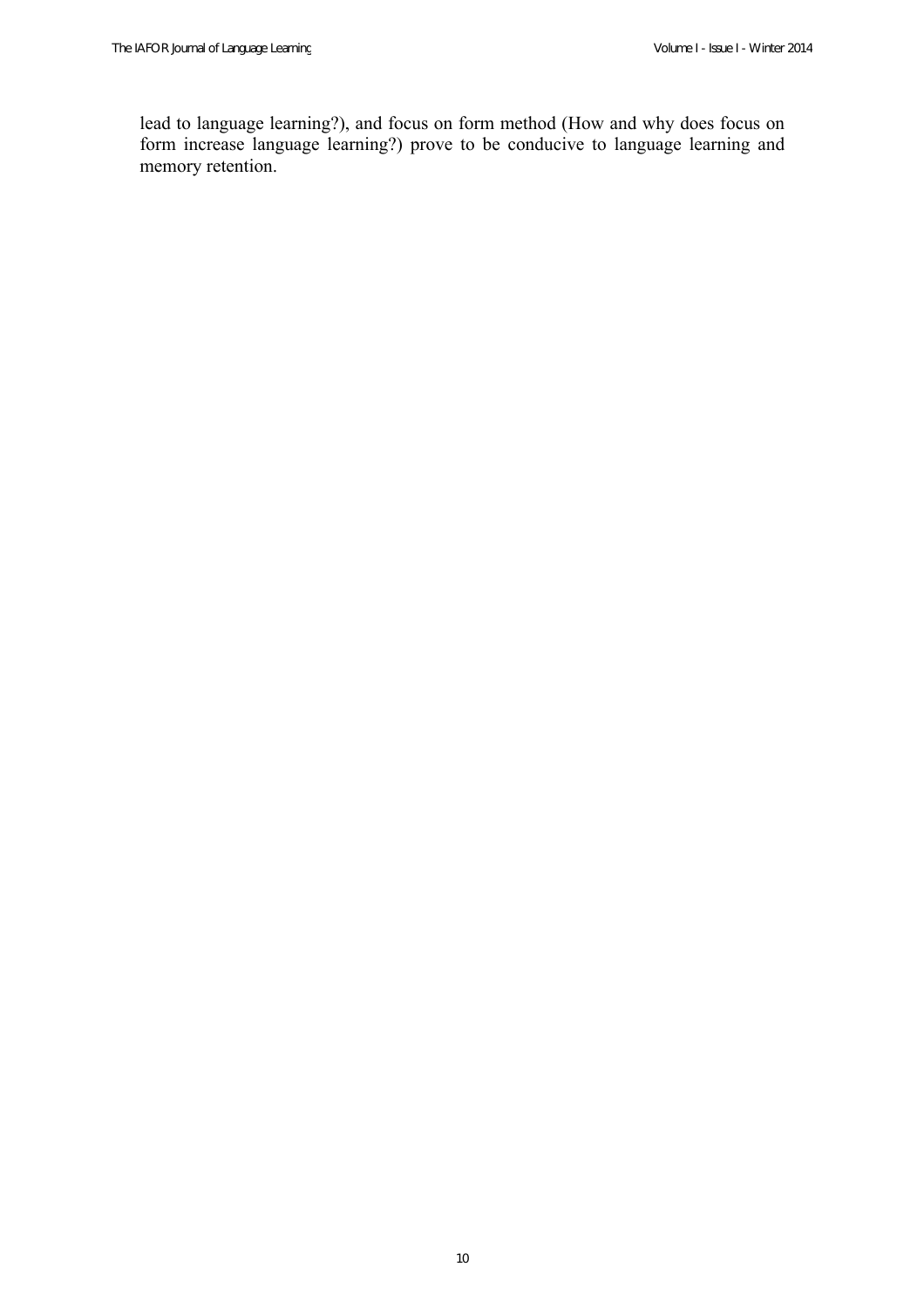lead to language learning?), and focus on form method (How and why does focus on form increase language learning?) prove to be conducive to language learning and memory retention.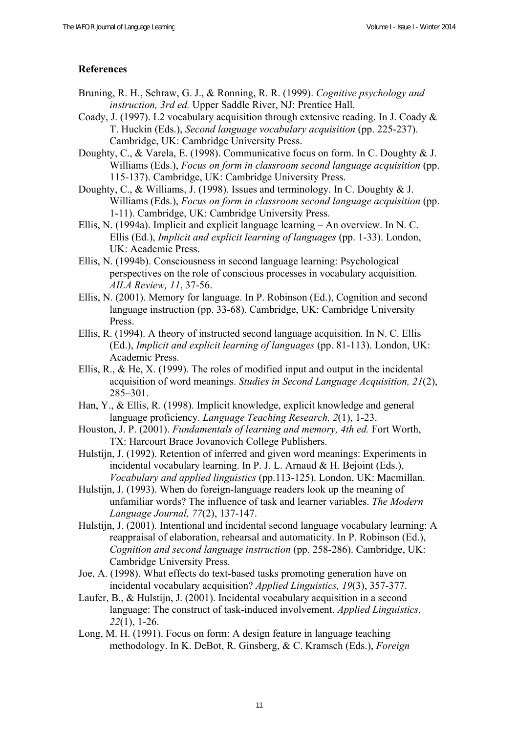## References

Bruning, R. H., Schraw, G. J., & Ronning, R. R. (1999). *Cognitive psychology and instruction, 3rd ed.* Upper Saddle River, NJ: Prentice Hall.

Coady, J. (1997). L2 vocabulary acquisition through extensive reading. In J. Coady & T. Huckin (Eds.), *Second language vocabulary acquisition* (pp. 225-237). Cambridge, UK: Cambridge University Press.

Doughty, C., & Varela, E. (1998). Communicative focus on form. In C. Doughty & J. Williams (Eds.), *Focus on form in classroom second language acquisition* (pp. 115-137). Cambridge, UK: Cambridge University Press.

Doughty, C., & Williams, J. (1998). Issues and terminology. In C. Doughty & J. Williams (Eds.), *Focus on form in classroom second language acquisition* (pp. 1-11). Cambridge, UK: Cambridge University Press.

Ellis, N. (1994a). Implicit and explicit language learning – An overview. In N. C. Ellis (Ed.), *Implicit and explicit learning of languages* (pp. 1-33). London, UK: Academic Press.

Ellis, N. (1994b). Consciousness in second language learning: Psychological perspectives on the role of conscious processes in vocabulary acquisition. *AILA Review, 11*, 37-56.

Ellis, N. (2001). Memory for language. In P. Robinson (Ed.), Cognition and second language instruction (pp. 33-68). Cambridge, UK: Cambridge University Press.

Ellis, R. (1994). A theory of instructed second language acquisition. In N. C. Ellis (Ed.), *Implicit and explicit learning of languages* (pp. 81-113). London, UK: Academic Press.

Ellis, R., & He, X. (1999). The roles of modified input and output in the incidental acquisition of word meanings. *Studies in Second Language Acquisition, 21*(2), 285–301.

Han, Y., & Ellis, R. (1998). Implicit knowledge, explicit knowledge and general language proficiency. *Language Teaching Research, 2*(1), 1-23.

Houston, J. P. (2001). *Fundamentals of learning and memory, 4th ed.* Fort Worth, TX: Harcourt Brace Jovanovich College Publishers.

Hulstijn, J. (1992). Retention of inferred and given word meanings: Experiments in incidental vocabulary learning. In P. J. L. Arnaud & H. Bejoint (Eds.), *Vocabulary and applied linguistics* (pp.113-125). London, UK: Macmillan.

Hulstijn, J. (1993). When do foreign-language readers look up the meaning of unfamiliar words? The influence of task and learner variables. *The Modern Language Journal, 77*(2), 137-147.

Hulstijn, J. (2001). Intentional and incidental second language vocabulary learning: A reappraisal of elaboration, rehearsal and automaticity. In P. Robinson (Ed.), *Cognition and second language instruction* (pp. 258-286). Cambridge, UK: Cambridge University Press.

Joe, A. (1998). What effects do text-based tasks promoting generation have on incidental vocabulary acquisition? *Applied Linguistics, 19*(3), 357-377.

Laufer, B., & Hulstijn, J. (2001). Incidental vocabulary acquisition in a second language: The construct of task-induced involvement. *Applied Linguistics, 22*(1), 1-26.

Long, M. H. (1991). Focus on form: A design feature in language teaching methodology. In K. DeBot, R. Ginsberg, & C. Kramsch (Eds.), *Foreign*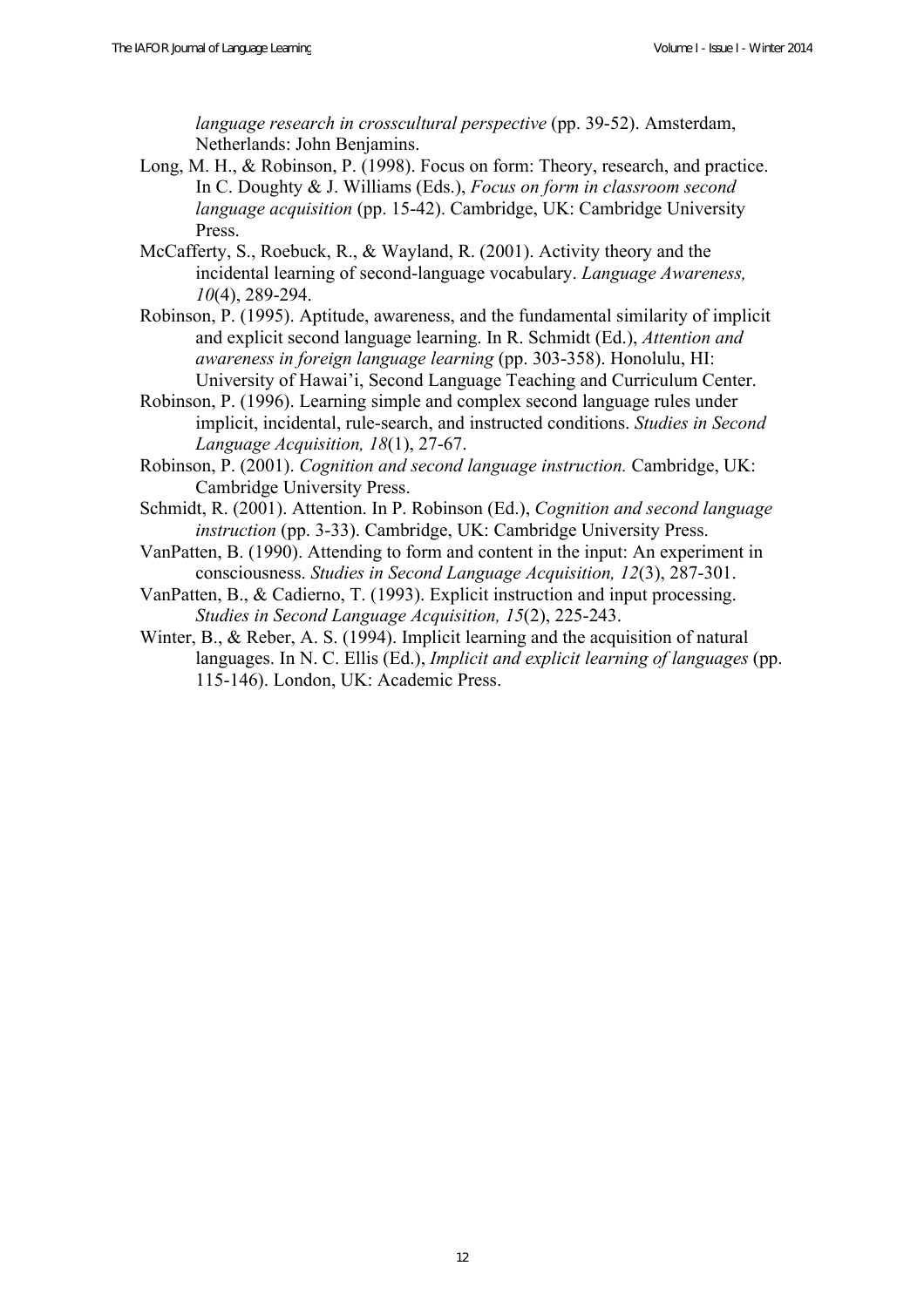*language research in crosscultural perspective* (pp. 39-52). Amsterdam, Netherlands: John Benjamins.

Long, M. H., & Robinson, P. (1998). Focus on form: Theory, research, and practice. In C. Doughty & J. Williams (Eds.), *Focus on form in classroom second language acquisition* (pp. 15-42). Cambridge, UK: Cambridge University Press.

McCafferty, S., Roebuck, R., & Wayland, R. (2001). Activity theory and the incidental learning of second-language vocabulary. *Language Awareness, 10*(4), 289-294.

Robinson, P. (1995). Aptitude, awareness, and the fundamental similarity of implicit and explicit second language learning. In R. Schmidt (Ed.), *Attention and awareness in foreign language learning* (pp. 303-358). Honolulu, HI: University of Hawai'i, Second Language Teaching and Curriculum Center.

Robinson, P. (1996). Learning simple and complex second language rules under implicit, incidental, rule-search, and instructed conditions. *Studies in Second Language Acquisition, 18*(1), 27-67.

Robinson, P. (2001). *Cognition and second language instruction.* Cambridge, UK: Cambridge University Press.

Schmidt, R. (2001). Attention. In P. Robinson (Ed.), *Cognition and second language instruction* (pp. 3-33). Cambridge, UK: Cambridge University Press.

VanPatten, B. (1990). Attending to form and content in the input: An experiment in consciousness. *Studies in Second Language Acquisition, 12*(3), 287-301.

VanPatten, B., & Cadierno, T. (1993). Explicit instruction and input processing. *Studies in Second Language Acquisition, 15*(2), 225-243.

Winter, B., & Reber, A. S. (1994). Implicit learning and the acquisition of natural languages. In N. C. Ellis (Ed.), *Implicit and explicit learning of languages* (pp. 115-146). London, UK: Academic Press.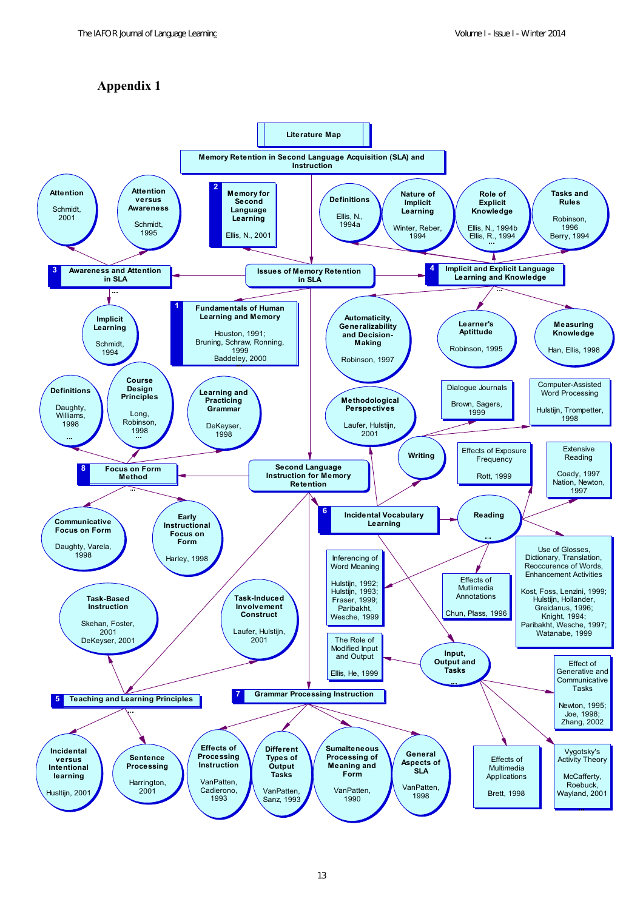## Appendix 1

Literature Map

Memory Retention in Second Language Acquisition (SLA) and Instruction

Attention
Schmidt, 2001

Attention versus Awareness
Schmidt, 1995

2 Memory for Second Language Learning
Ellis, N., 2001

Definitions
Ellis, N., 1994a

Nature of Implicit Learning
Winter, Reber, 1994

Role of Explicit Knowledge
Ellis, N., 1994b
Ellis, R., 1994
...

Tasks and Rules
Robinson, 1996
Berry, 1994

3 Awareness and Attention in SLA
...

Issues of Memory Retention in SLA

4 Implicit and Explicit Language Learning and Knowledge
...

Implicit Learning
Schmidt, 1994

1 Fundamentals of Human Learning and Memory
Houston, 1991;
Bruning, Schraw, Ronning, 1999
Baddeley, 2000

Automaticity, Generalizability and Decision-Making
Robinson, 1997

Learner's Aptittude
Robinson, 1995

Measuring Knowledge
Han, Ellis, 1998

Definitions
Daughty, Williams, 1998
...

Course Design Principles
Long, Robinson, 1998
...

Learning and Practicing Grammar
DeKeyser, 1998

Methodological Perspectives
Laufer, Hulstijn, 2001

Dialogue Journals
Brown, Sagers, 1999

Computer-Assisted Word Processing
Hulstijn, Trompeter, 1998

Writing

Effects of Exposure Frequency
Rott, 1999

Extensive Reading
Coady, 1997
Nation, Newton, 1997

8 Focus on Form Method
...

Second Language Instruction for Memory Retention

6 Incidental Vocabulary Learning

Reading
...

Communicative Focus on Form
Daughty, Varela, 1998

Early Instructional Focus on Form
Harley, 1998

Inferencing of Word Meaning
Hulstijn, 1992;
Hulstijn, 1993;
Fraser, 1999;
Paribakht, Wesche, 1999

Effects of Mutlimedia Annotations
Chun, Plass, 1996

Use of Glosses, Dictionary, Translation, Reoccurence of Words, Enhancement Activities
Kost, Foss, Lenzini, 1999;
Hulstijn, Hollander, Greidanus, 1996;
Knight, 1994;
Paribakht, Wesche, 1997;
Watanabe, 1999

Task-Based Instruction
Skehan, Foster, 2001
DeKeyser, 2001

Task-Induced Involvement Construct
Laufer, Hulstijn, 2001

The Role of Modified Input and Output
Ellis, He, 1999

Input, Output and Tasks
...

Effect of Generative and Communicative Tasks
Newton, 1995;
Joe, 1998;
Zhang, 2002

5 Teaching and Learning Principles
...

7 Grammar Processing Instruction

Incidental versus Intentional learning
Husltijn, 2001

Sentence Processing
Harrington, 2001

Effects of Processing Instruction
VanPatten, Cadierono, 1993

Different Types of Output Tasks
VanPatten, Sanz, 1993

Sumalteneous Processing of Meaning and Form
VanPatten, 1990

General Aspects of SLA
VanPatten, 1998

Effects of Multimedia Applications
Brett, 1998

Vygotsky's Activity Theory
McCafferty, Roebuck, Wayland, 2001